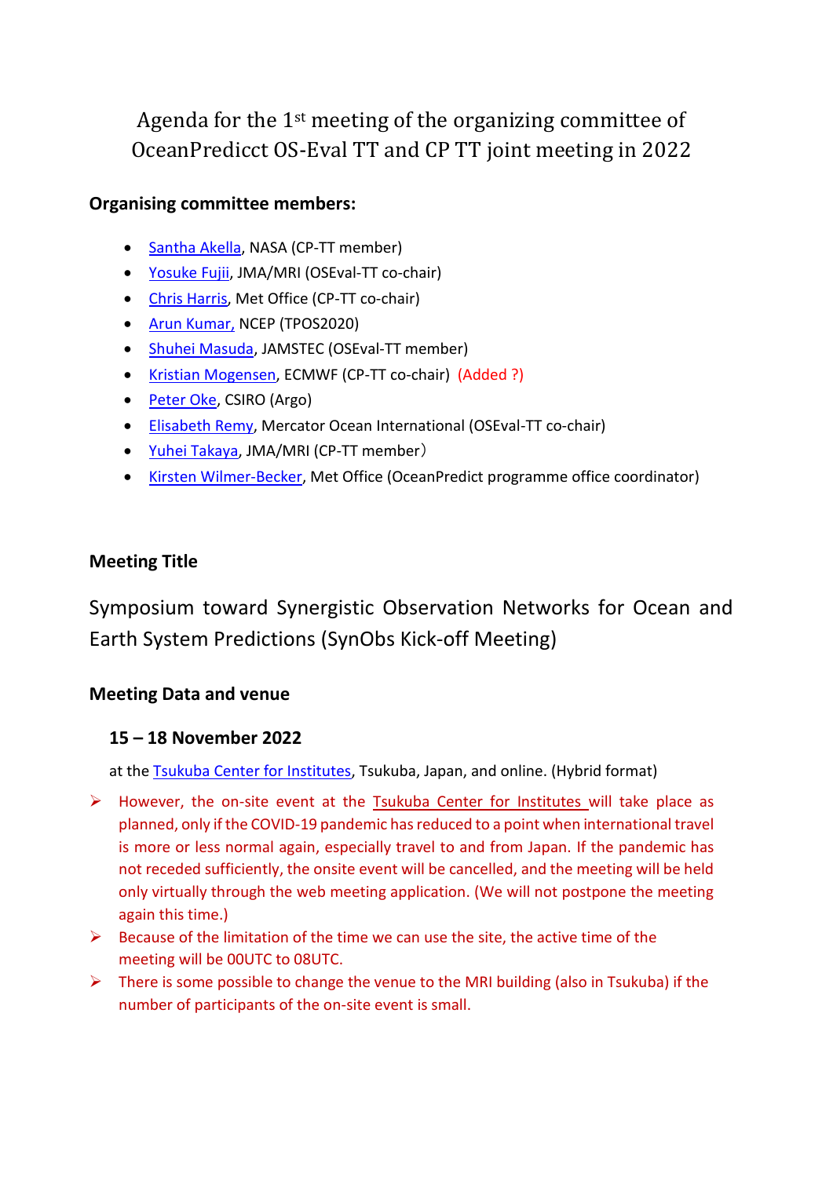# Agenda for the 1st meeting of the organizing committee of OceanPredicct OS-Eval TT and CP TT joint meeting in 2022

**Organising committee members:**

- Santha Akella, NASA (CP-TT member)
- Yosuke Fujii, JMA/MRI (OSEval-TT co-chair)
- Chris Harris, Met Office (CP-TT co-chair)
- Arun Kumar, NCEP (TPOS2020)
- Shuhei Masuda, JAMSTEC (OSEval-TT member)
- Kristian Mogensen, ECMWF (CP-TT co-chair) (Added ?)
- Peter Oke, CSIRO (Argo)
- Elisabeth Remy, Mercator Ocean International (OSEval-TT co-chair)
- Yuhei Takaya, JMA/MRI (CP-TT member）
- Kirsten Wilmer-Becker, Met Office (OceanPredict programme office coordinator)

## Meeting Title

Symposium toward Synergistic Observation Networks for Ocean and Earth System Predictions (SynObs Kick-off Meeting)

## Meeting Data and venue

### 15 – 18 November 2022

at the Tsukuba Center for Institutes, Tsukuba, Japan, and online. (Hybrid format)

- However, the on-site event at the Tsukuba Center for Institutes will take place as planned, only if the COVID-19 pandemic has reduced to a point when international travel is more or less normal again, especially travel to and from Japan. If the pandemic has not receded sufficiently, the onsite event will be cancelled, and the meeting will be held only virtually through the web meeting application. (We will not postpone the meeting again this time.)
- Because of the limitation of the time we can use the site, the active time of the meeting will be 00UTC to 08UTC.
- There is some possible to change the venue to the MRI building (also in Tsukuba) if the number of participants of the on-site event is small.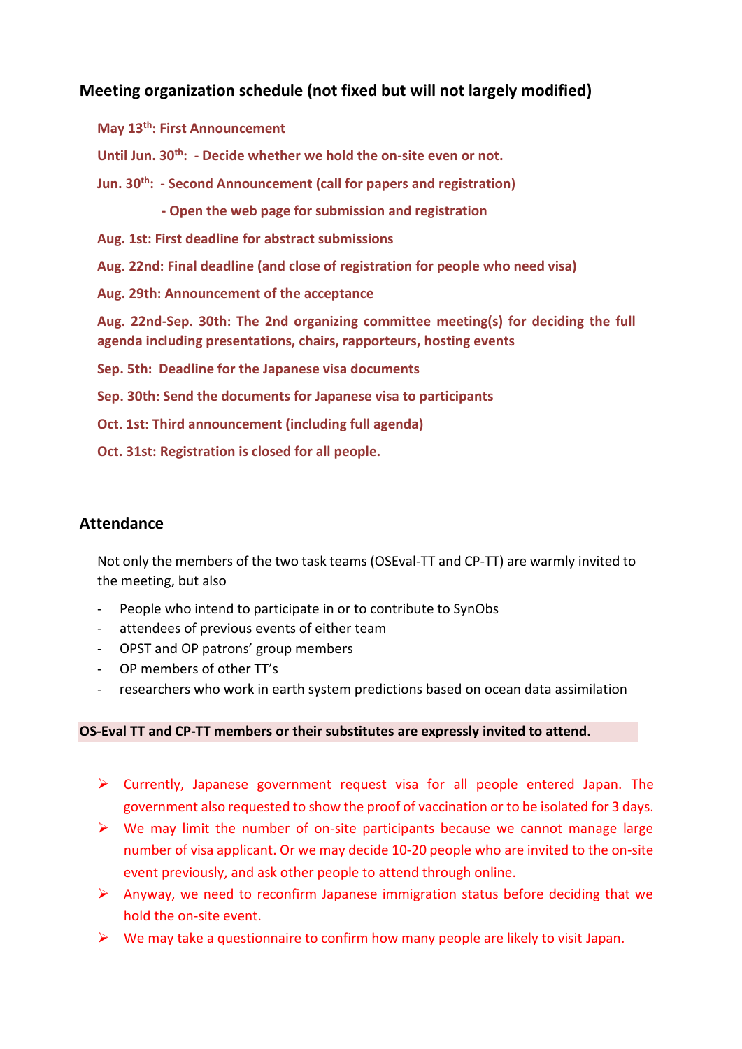## Meeting organization schedule (not fixed but will not largely modified)

**May 13th: First Announcement**

**Until Jun. 30th: - Decide whether we hold the on-site even or not.**

**Jun. 30th: - Second Announcement (call for papers and registration)**

**- Open the web page for submission and registration**

**Aug. 1st: First deadline for abstract submissions**

**Aug. 22nd: Final deadline (and close of registration for people who need visa)**

**Aug. 29th: Announcement of the acceptance**

**Aug. 22nd-Sep. 30th: The 2nd organizing committee meeting(s) for deciding the full agenda including presentations, chairs, rapporteurs, hosting events**

**Sep. 5th: Deadline for the Japanese visa documents**

**Sep. 30th: Send the documents for Japanese visa to participants**

**Oct. 1st: Third announcement (including full agenda)**

**Oct. 31st: Registration is closed for all people.**

## Attendance

Not only the members of the two task teams (OSEval-TT and CP-TT) are warmly invited to the meeting, but also

- People who intend to participate in or to contribute to SynObs
- attendees of previous events of either team
- OPST and OP patrons' group members
- OP members of other TT's
- researchers who work in earth system predictions based on ocean data assimilation

**OS-Eval TT and CP-TT members or their substitutes are expressly invited to attend.**

- Currently, Japanese government request visa for all people entered Japan. The government also requested to show the proof of vaccination or to be isolated for 3 days.
- We may limit the number of on-site participants because we cannot manage large number of visa applicant. Or we may decide 10-20 people who are invited to the on-site event previously, and ask other people to attend through online.
- Anyway, we need to reconfirm Japanese immigration status before deciding that we hold the on-site event.
- We may take a questionnaire to confirm how many people are likely to visit Japan.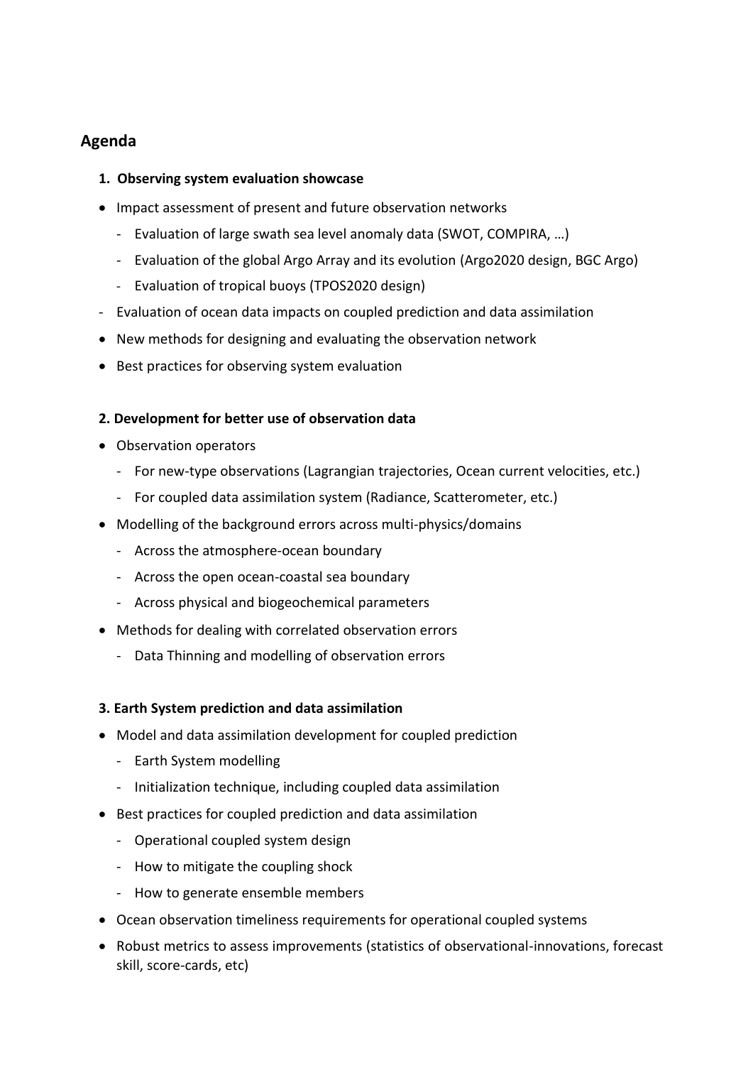## Agenda

**1. Observing system evaluation showcase**

- Impact assessment of present and future observation networks
  - Evaluation of large swath sea level anomaly data (SWOT, COMPIRA, …)
  - Evaluation of the global Argo Array and its evolution (Argo2020 design, BGC Argo)
  - Evaluation of tropical buoys (TPOS2020 design)
- Evaluation of ocean data impacts on coupled prediction and data assimilation
- New methods for designing and evaluating the observation network
- Best practices for observing system evaluation

**2. Development for better use of observation data**

- Observation operators
  - For new-type observations (Lagrangian trajectories, Ocean current velocities, etc.)
  - For coupled data assimilation system (Radiance, Scatterometer, etc.)
- Modelling of the background errors across multi-physics/domains
  - Across the atmosphere-ocean boundary
  - Across the open ocean-coastal sea boundary
  - Across physical and biogeochemical parameters
- Methods for dealing with correlated observation errors
  - Data Thinning and modelling of observation errors

**3. Earth System prediction and data assimilation**

- Model and data assimilation development for coupled prediction
  - Earth System modelling
  - Initialization technique, including coupled data assimilation
- Best practices for coupled prediction and data assimilation
  - Operational coupled system design
  - How to mitigate the coupling shock
  - How to generate ensemble members
- Ocean observation timeliness requirements for operational coupled systems
- Robust metrics to assess improvements (statistics of observational-innovations, forecast skill, score-cards, etc)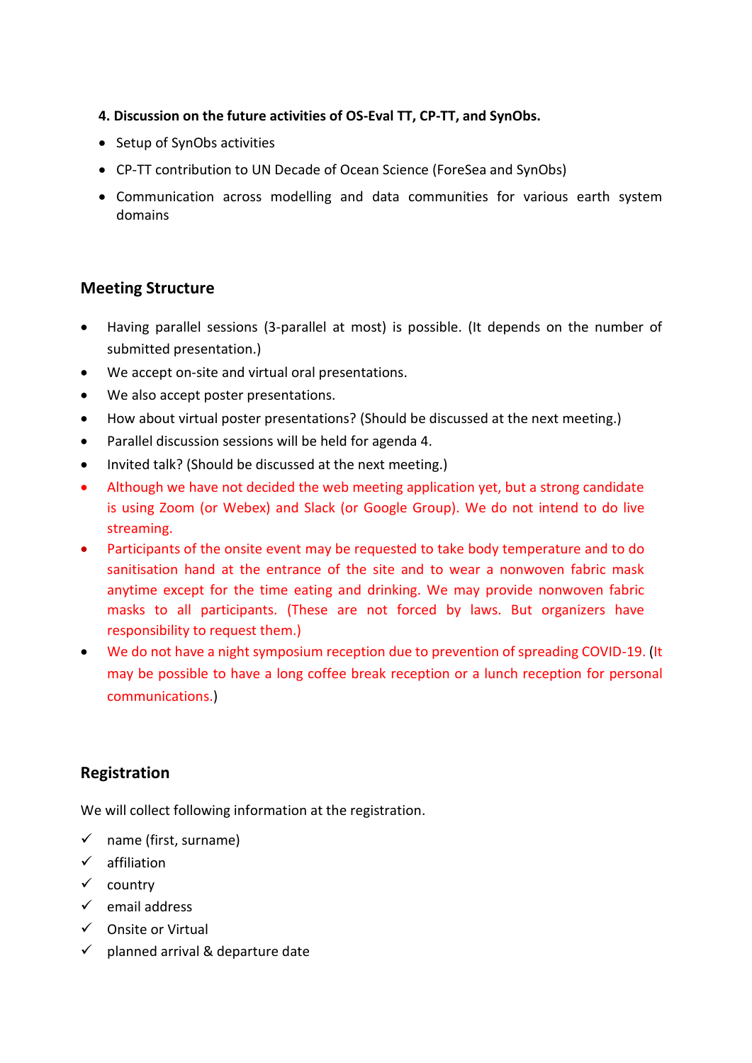**4. Discussion on the future activities of OS-Eval TT, CP-TT, and SynObs.**

- Setup of SynObs activities
- CP-TT contribution to UN Decade of Ocean Science (ForeSea and SynObs)
- Communication across modelling and data communities for various earth system domains

## Meeting Structure

- Having parallel sessions (3-parallel at most) is possible. (It depends on the number of submitted presentation.)
- We accept on-site and virtual oral presentations.
- We also accept poster presentations.
- How about virtual poster presentations? (Should be discussed at the next meeting.)
- Parallel discussion sessions will be held for agenda 4.
- Invited talk? (Should be discussed at the next meeting.)
- Although we have not decided the web meeting application yet, but a strong candidate is using Zoom (or Webex) and Slack (or Google Group). We do not intend to do live streaming.
- Participants of the onsite event may be requested to take body temperature and to do sanitisation hand at the entrance of the site and to wear a nonwoven fabric mask anytime except for the time eating and drinking. We may provide nonwoven fabric masks to all participants. (These are not forced by laws. But organizers have responsibility to request them.)
- We do not have a night symposium reception due to prevention of spreading COVID-19. (It may be possible to have a long coffee break reception or a lunch reception for personal communications.)

## Registration

We will collect following information at the registration.

- ✓ name (first, surname)
- ✓ affiliation
- ✓ country
- ✓ email address
- ✓ Onsite or Virtual
- ✓ planned arrival & departure date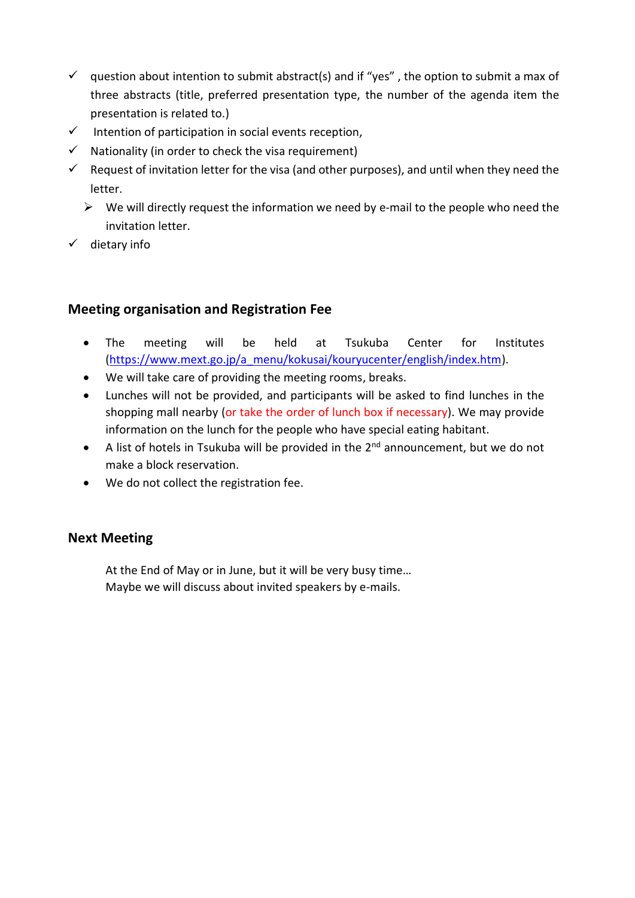- ✓ question about intention to submit abstract(s) and if “yes” , the option to submit a max of three abstracts (title, preferred presentation type, the number of the agenda item the presentation is related to.)
- ✓ Intention of participation in social events reception,
- ✓ Nationality (in order to check the visa requirement)
- ✓ Request of invitation letter for the visa (and other purposes), and until when they need the letter.
  - ➢ We will directly request the information we need by e-mail to the people who need the invitation letter.
- ✓ dietary info

### Meeting organisation and Registration Fee

- The meeting will be held at Tsukuba Center for Institutes ([https://www.mext.go.jp/a_menu/kokusai/kouryucenter/english/index.htm](https://www.mext.go.jp/a_menu/kokusai/kouryucenter/english/index.htm)).
- We will take care of providing the meeting rooms, breaks.
- Lunches will not be provided, and participants will be asked to find lunches in the shopping mall nearby (or take the order of lunch box if necessary). We may provide information on the lunch for the people who have special eating habitant.
- A list of hotels in Tsukuba will be provided in the 2nd announcement, but we do not make a block reservation.
- We do not collect the registration fee.

### Next Meeting

At the End of May or in June, but it will be very busy time…
Maybe we will discuss about invited speakers by e-mails.